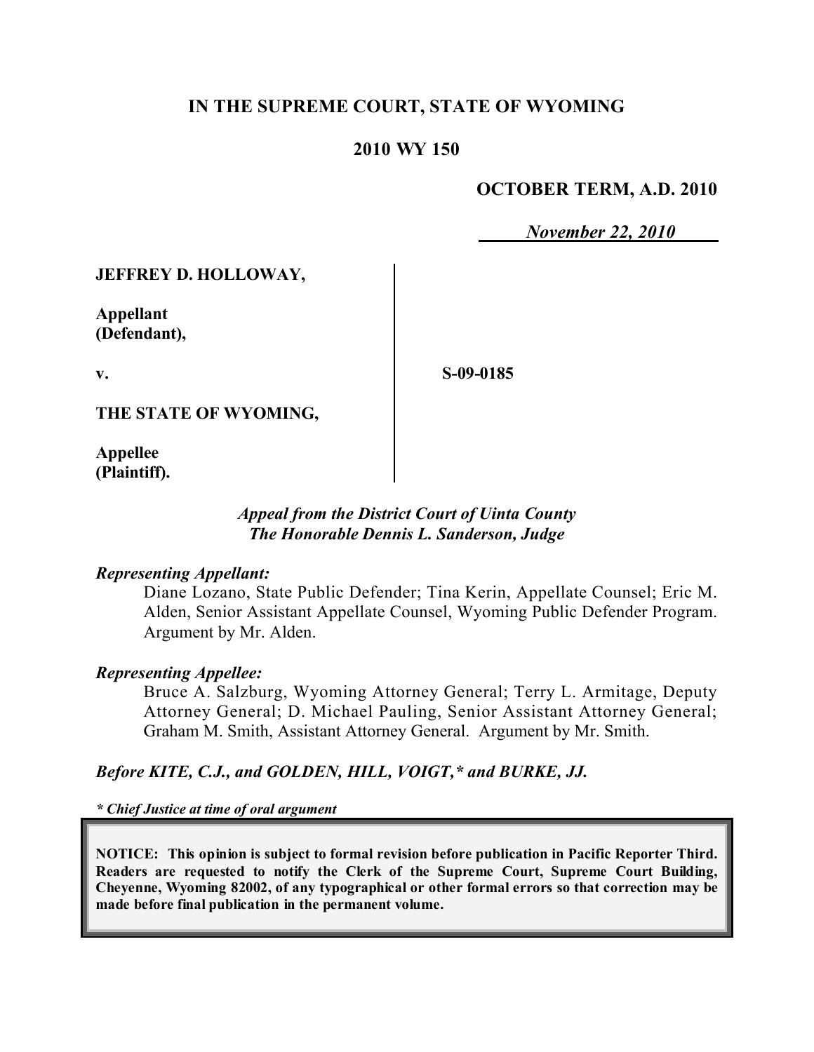# IN THE SUPREME COURT, STATE OF WYOMING

## 2010 WY 150

**OCTOBER TERM, A.D. 2010**

*November 22, 2010*

**JEFFREY D. HOLLOWAY,**

**Appellant (Defendant),**

**v.**

**S-09-0185**

**THE STATE OF WYOMING,**

**Appellee (Plaintiff).**

*Appeal from the District Court of Uinta County*
*The Honorable Dennis L. Sanderson, Judge*

***Representing Appellant:***

Diane Lozano, State Public Defender; Tina Kerin, Appellate Counsel; Eric M. Alden, Senior Assistant Appellate Counsel, Wyoming Public Defender Program. Argument by Mr. Alden.

***Representing Appellee:***

Bruce A. Salzburg, Wyoming Attorney General; Terry L. Armitage, Deputy Attorney General; D. Michael Pauling, Senior Assistant Attorney General; Graham M. Smith, Assistant Attorney General. Argument by Mr. Smith.

***Before KITE, C.J., and GOLDEN, HILL, VOIGT,\* and BURKE, JJ.***

*\* Chief Justice at time of oral argument*

**NOTICE: This opinion is subject to formal revision before publication in Pacific Reporter Third. Readers are requested to notify the Clerk of the Supreme Court, Supreme Court Building, Cheyenne, Wyoming 82002, of any typographical or other formal errors so that correction may be made before final publication in the permanent volume.**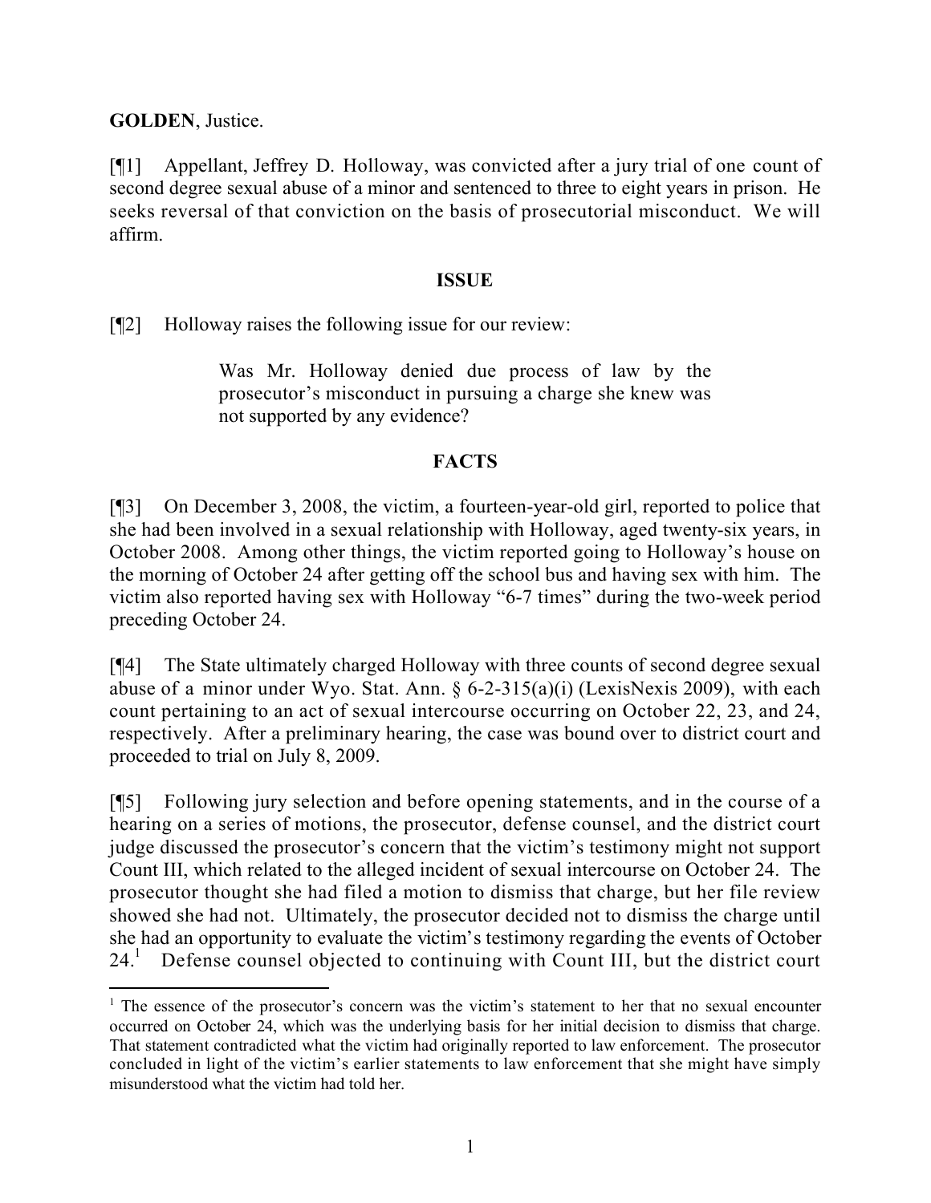**GOLDEN**, Justice.

[¶1] Appellant, Jeffrey D. Holloway, was convicted after a jury trial of one count of second degree sexual abuse of a minor and sentenced to three to eight years in prison. He seeks reversal of that conviction on the basis of prosecutorial misconduct. We will affirm.

**ISSUE**

[¶2] Holloway raises the following issue for our review:

> Was Mr. Holloway denied due process of law by the prosecutor's misconduct in pursuing a charge she knew was not supported by any evidence?

**FACTS**

[¶3] On December 3, 2008, the victim, a fourteen-year-old girl, reported to police that she had been involved in a sexual relationship with Holloway, aged twenty-six years, in October 2008. Among other things, the victim reported going to Holloway's house on the morning of October 24 after getting off the school bus and having sex with him. The victim also reported having sex with Holloway "6-7 times" during the two-week period preceding October 24.

[¶4] The State ultimately charged Holloway with three counts of second degree sexual abuse of a minor under Wyo. Stat. Ann. § 6-2-315(a)(i) (LexisNexis 2009), with each count pertaining to an act of sexual intercourse occurring on October 22, 23, and 24, respectively. After a preliminary hearing, the case was bound over to district court and proceeded to trial on July 8, 2009.

[¶5] Following jury selection and before opening statements, and in the course of a hearing on a series of motions, the prosecutor, defense counsel, and the district court judge discussed the prosecutor's concern that the victim's testimony might not support Count III, which related to the alleged incident of sexual intercourse on October 24. The prosecutor thought she had filed a motion to dismiss that charge, but her file review showed she had not. Ultimately, the prosecutor decided not to dismiss the charge until she had an opportunity to evaluate the victim's testimony regarding the events of October 24.[1] Defense counsel objected to continuing with Count III, but the district court

[1] The essence of the prosecutor's concern was the victim's statement to her that no sexual encounter occurred on October 24, which was the underlying basis for her initial decision to dismiss that charge. That statement contradicted what the victim had originally reported to law enforcement. The prosecutor concluded in light of the victim's earlier statements to law enforcement that she might have simply misunderstood what the victim had told her.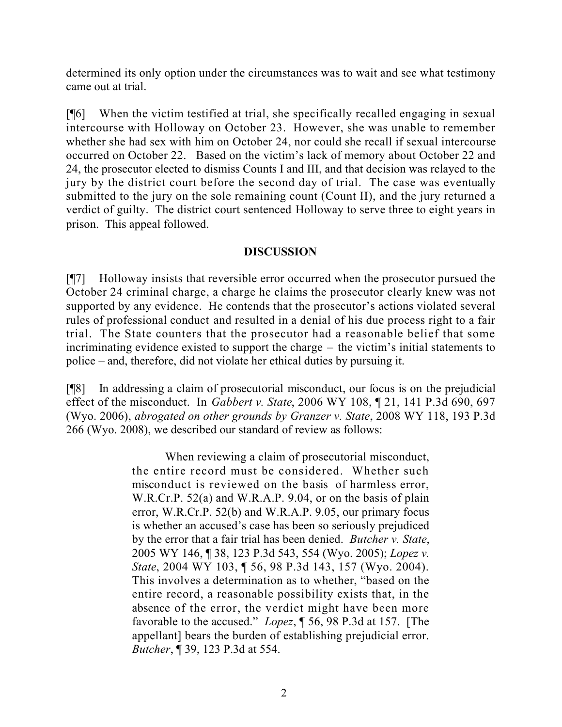determined its only option under the circumstances was to wait and see what testimony came out at trial.

[¶6] When the victim testified at trial, she specifically recalled engaging in sexual intercourse with Holloway on October 23. However, she was unable to remember whether she had sex with him on October 24, nor could she recall if sexual intercourse occurred on October 22. Based on the victim's lack of memory about October 22 and 24, the prosecutor elected to dismiss Counts I and III, and that decision was relayed to the jury by the district court before the second day of trial. The case was eventually submitted to the jury on the sole remaining count (Count II), and the jury returned a verdict of guilty. The district court sentenced Holloway to serve three to eight years in prison. This appeal followed.

## DISCUSSION

[¶7] Holloway insists that reversible error occurred when the prosecutor pursued the October 24 criminal charge, a charge he claims the prosecutor clearly knew was not supported by any evidence. He contends that the prosecutor's actions violated several rules of professional conduct and resulted in a denial of his due process right to a fair trial. The State counters that the prosecutor had a reasonable belief that some incriminating evidence existed to support the charge – the victim's initial statements to police – and, therefore, did not violate her ethical duties by pursuing it.

[¶8] In addressing a claim of prosecutorial misconduct, our focus is on the prejudicial effect of the misconduct. In *Gabbert v. State*, 2006 WY 108, ¶ 21, 141 P.3d 690, 697 (Wyo. 2006), *abrogated on other grounds by Granzer v. State*, 2008 WY 118, 193 P.3d 266 (Wyo. 2008), we described our standard of review as follows:

> When reviewing a claim of prosecutorial misconduct, the entire record must be considered. Whether such misconduct is reviewed on the basis of harmless error, W.R.Cr.P. 52(a) and W.R.A.P. 9.04, or on the basis of plain error, W.R.Cr.P. 52(b) and W.R.A.P. 9.05, our primary focus is whether an accused's case has been so seriously prejudiced by the error that a fair trial has been denied. *Butcher v. State*, 2005 WY 146, ¶ 38, 123 P.3d 543, 554 (Wyo. 2005); *Lopez v. State*, 2004 WY 103, ¶ 56, 98 P.3d 143, 157 (Wyo. 2004). This involves a determination as to whether, "based on the entire record, a reasonable possibility exists that, in the absence of the error, the verdict might have been more favorable to the accused." *Lopez*, ¶ 56, 98 P.3d at 157. [The appellant] bears the burden of establishing prejudicial error. *Butcher*, ¶ 39, 123 P.3d at 554.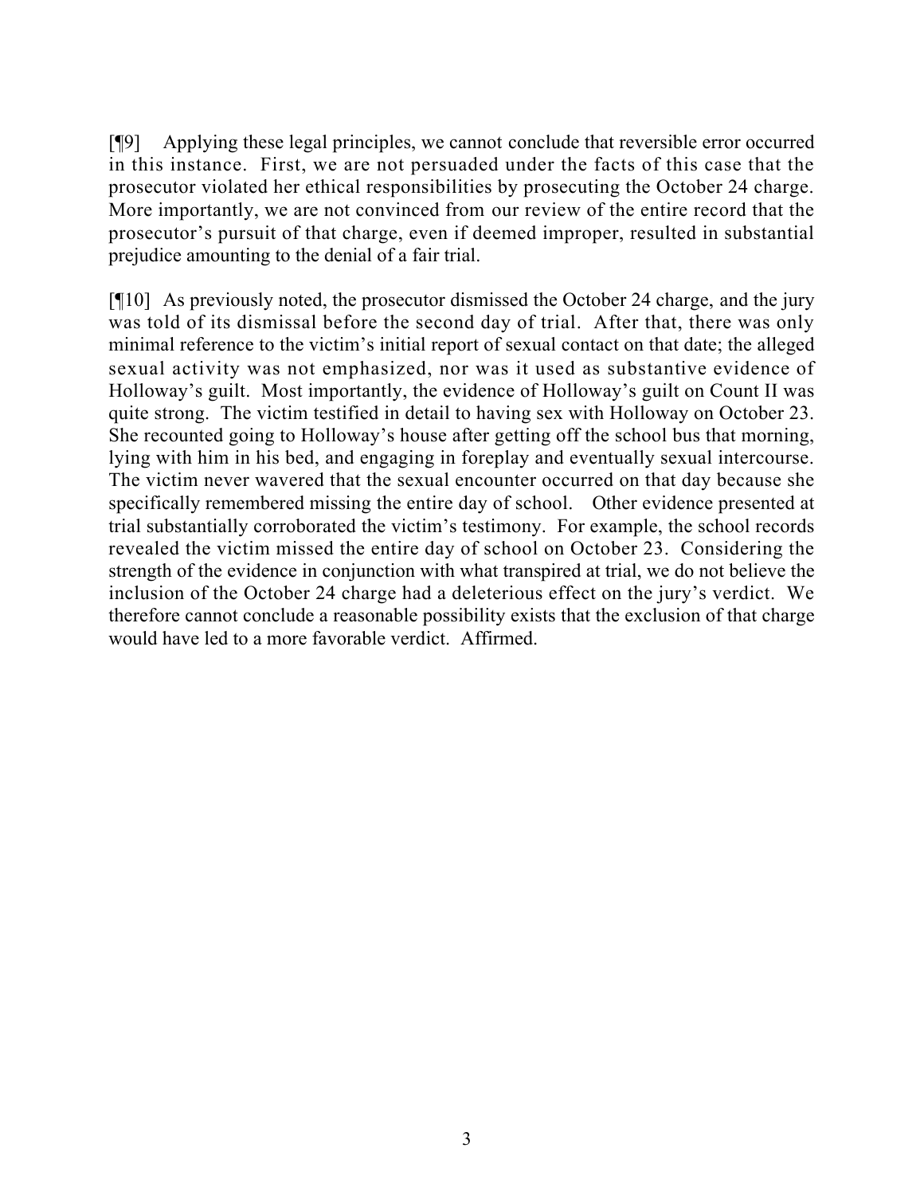[¶9] Applying these legal principles, we cannot conclude that reversible error occurred in this instance. First, we are not persuaded under the facts of this case that the prosecutor violated her ethical responsibilities by prosecuting the October 24 charge. More importantly, we are not convinced from our review of the entire record that the prosecutor's pursuit of that charge, even if deemed improper, resulted in substantial prejudice amounting to the denial of a fair trial.

[¶10] As previously noted, the prosecutor dismissed the October 24 charge, and the jury was told of its dismissal before the second day of trial. After that, there was only minimal reference to the victim's initial report of sexual contact on that date; the alleged sexual activity was not emphasized, nor was it used as substantive evidence of Holloway's guilt. Most importantly, the evidence of Holloway's guilt on Count II was quite strong. The victim testified in detail to having sex with Holloway on October 23. She recounted going to Holloway's house after getting off the school bus that morning, lying with him in his bed, and engaging in foreplay and eventually sexual intercourse. The victim never wavered that the sexual encounter occurred on that day because she specifically remembered missing the entire day of school. Other evidence presented at trial substantially corroborated the victim's testimony. For example, the school records revealed the victim missed the entire day of school on October 23. Considering the strength of the evidence in conjunction with what transpired at trial, we do not believe the inclusion of the October 24 charge had a deleterious effect on the jury's verdict. We therefore cannot conclude a reasonable possibility exists that the exclusion of that charge would have led to a more favorable verdict. Affirmed.